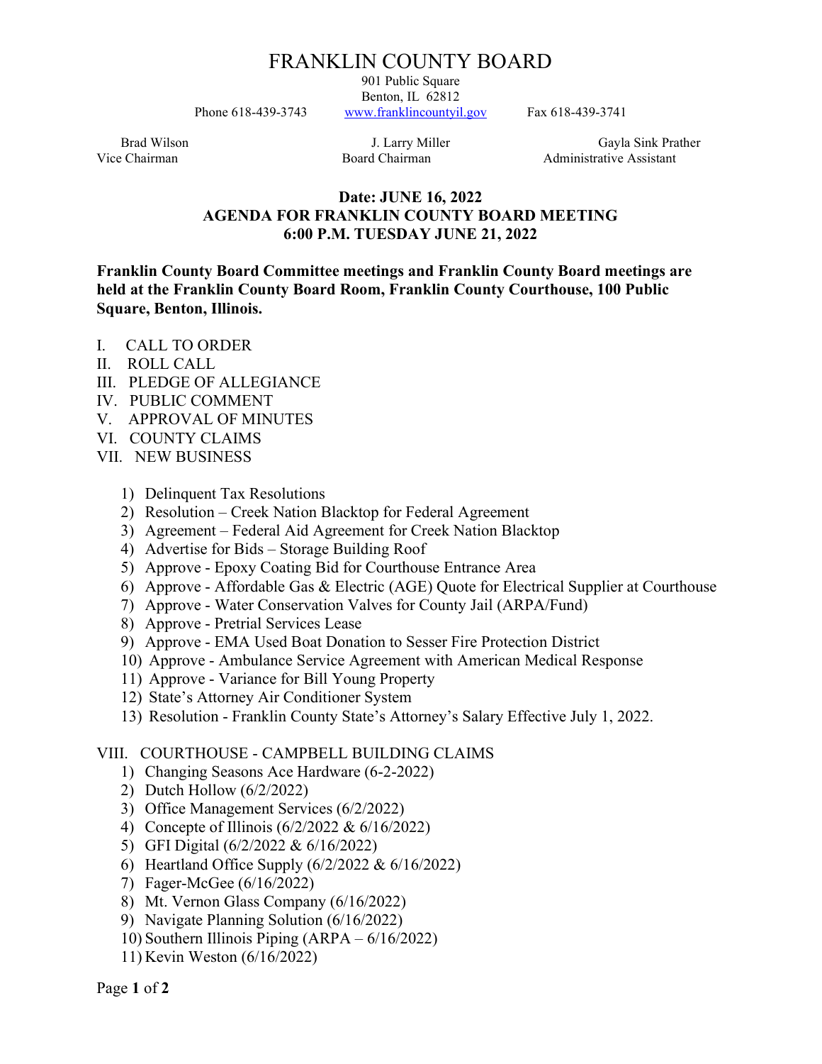# FRANKLIN COUNTY BOARD

901 Public Square
Benton, IL 62812
Phone 618-439-3743 www.franklincountyil.gov Fax 618-439-3741

Brad Wilson
Vice Chairman

J. Larry Miller
Board Chairman

Gayla Sink Prather
Administrative Assistant

**Date: JUNE 16, 2022**
**AGENDA FOR FRANKLIN COUNTY BOARD MEETING**
**6:00 P.M. TUESDAY JUNE 21, 2022**

**Franklin County Board Committee meetings and Franklin County Board meetings are held at the Franklin County Board Room, Franklin County Courthouse, 100 Public Square, Benton, Illinois.**

I. CALL TO ORDER
II. ROLL CALL
III. PLEDGE OF ALLEGIANCE
IV. PUBLIC COMMENT
V. APPROVAL OF MINUTES
VI. COUNTY CLAIMS
VII. NEW BUSINESS

1) Delinquent Tax Resolutions
2) Resolution – Creek Nation Blacktop for Federal Agreement
3) Agreement – Federal Aid Agreement for Creek Nation Blacktop
4) Advertise for Bids – Storage Building Roof
5) Approve - Epoxy Coating Bid for Courthouse Entrance Area
6) Approve - Affordable Gas & Electric (AGE) Quote for Electrical Supplier at Courthouse
7) Approve - Water Conservation Valves for County Jail (ARPA/Fund)
8) Approve - Pretrial Services Lease
9) Approve - EMA Used Boat Donation to Sesser Fire Protection District
10) Approve - Ambulance Service Agreement with American Medical Response
11) Approve - Variance for Bill Young Property
12) State's Attorney Air Conditioner System
13) Resolution - Franklin County State's Attorney's Salary Effective July 1, 2022.

VIII. COURTHOUSE - CAMPBELL BUILDING CLAIMS

1) Changing Seasons Ace Hardware (6-2-2022)
2) Dutch Hollow (6/2/2022)
3) Office Management Services (6/2/2022)
4) Concepte of Illinois (6/2/2022 & 6/16/2022)
5) GFI Digital (6/2/2022 & 6/16/2022)
6) Heartland Office Supply (6/2/2022 & 6/16/2022)
7) Fager-McGee (6/16/2022)
8) Mt. Vernon Glass Company (6/16/2022)
9) Navigate Planning Solution (6/16/2022)
10) Southern Illinois Piping (ARPA – 6/16/2022)
11) Kevin Weston (6/16/2022)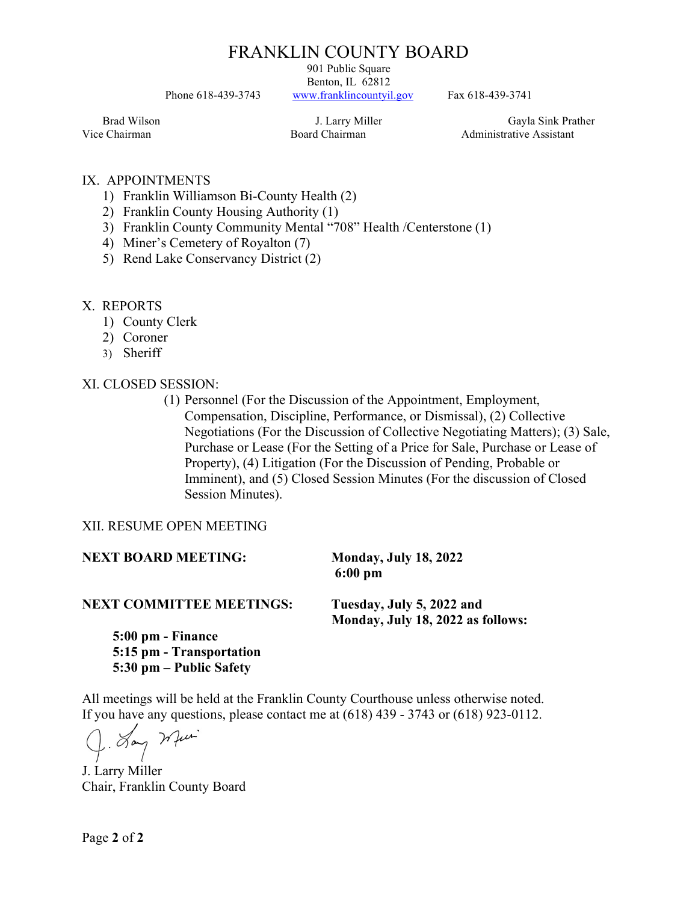# FRANKLIN COUNTY BOARD

901 Public Square
Benton, IL 62812
Phone 618-439-3743 www.franklincountyil.gov Fax 618-439-3741

Brad Wilson, Vice Chairman
J. Larry Miller, Board Chairman
Gayla Sink Prather, Administrative Assistant

IX. APPOINTMENTS

1) Franklin Williamson Bi-County Health (2)
2) Franklin County Housing Authority (1)
3) Franklin County Community Mental "708" Health /Centerstone (1)
4) Miner's Cemetery of Royalton (7)
5) Rend Lake Conservancy District (2)

X. REPORTS

1) County Clerk
2) Coroner
3) Sheriff

XI. CLOSED SESSION:

(1) Personnel (For the Discussion of the Appointment, Employment, Compensation, Discipline, Performance, or Dismissal), (2) Collective Negotiations (For the Discussion of Collective Negotiating Matters); (3) Sale, Purchase or Lease (For the Setting of a Price for Sale, Purchase or Lease of Property), (4) Litigation (For the Discussion of Pending, Probable or Imminent), and (5) Closed Session Minutes (For the discussion of Closed Session Minutes).

XII. RESUME OPEN MEETING

**NEXT BOARD MEETING:** **Monday, July 18, 2022 6:00 pm**

**NEXT COMMITTEE MEETINGS:** **Tuesday, July 5, 2022 and Monday, July 18, 2022 as follows:**

**5:00 pm - Finance**
**5:15 pm - Transportation**
**5:30 pm – Public Safety**

All meetings will be held at the Franklin County Courthouse unless otherwise noted.
If you have any questions, please contact me at (618) 439 - 3743 or (618) 923-0112.

J. Larry Miller
Chair, Franklin County Board